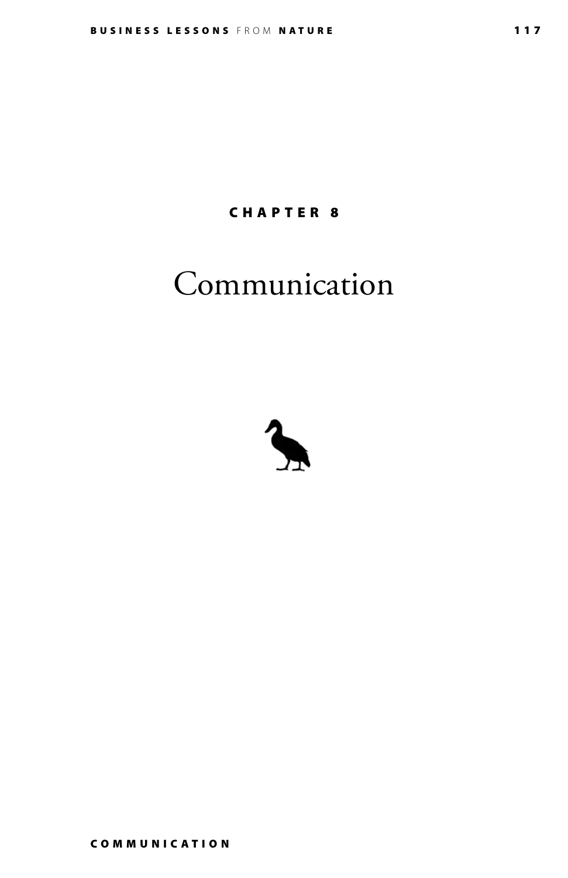CHAPTER 8

# Communication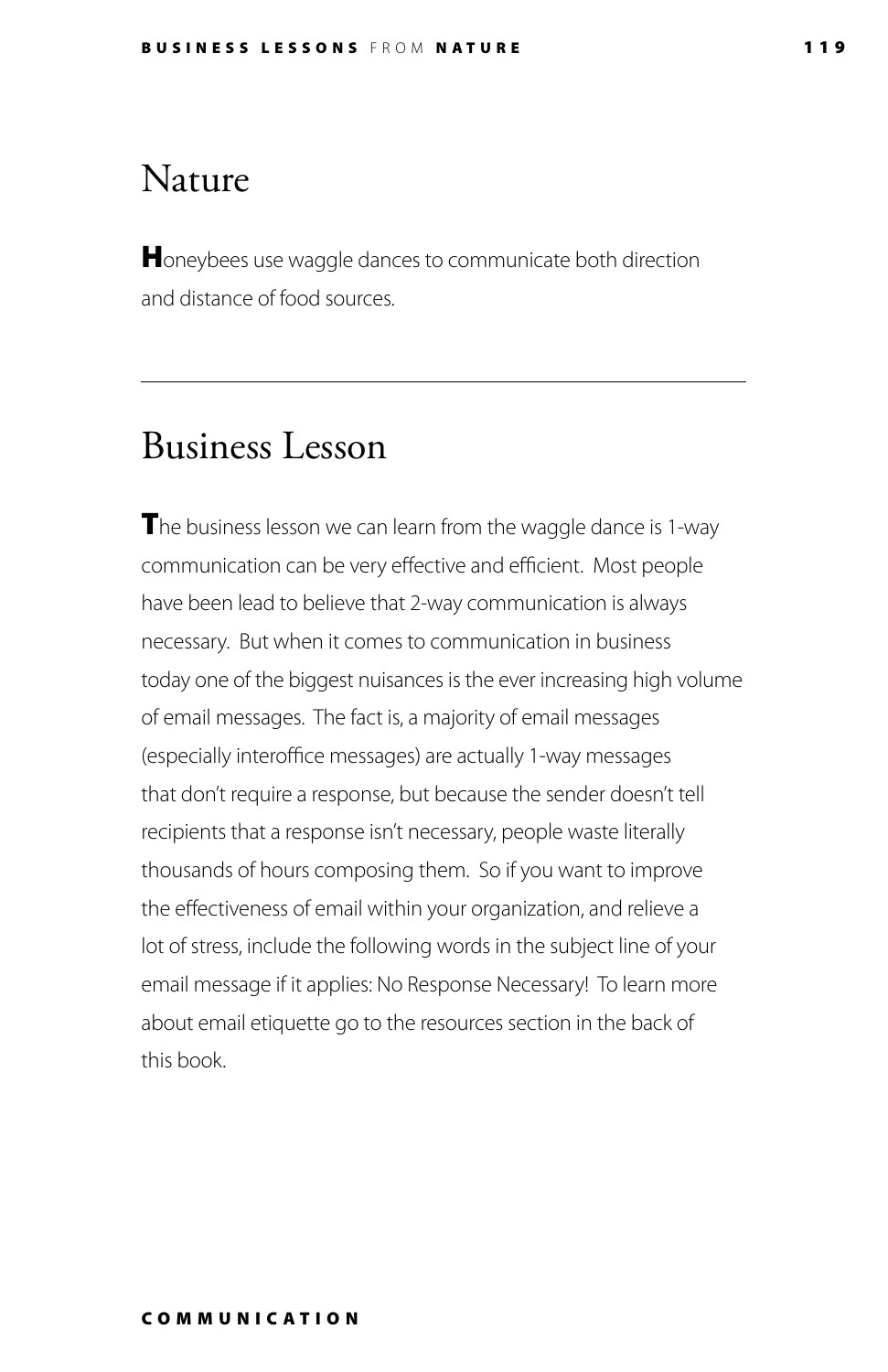## Nature

Honeybees use waggle dances to communicate both direction and distance of food sources.

---

## Business Lesson

The business lesson we can learn from the waggle dance is 1-way communication can be very effective and efficient. Most people have been lead to believe that 2-way communication is always necessary. But when it comes to communication in business today one of the biggest nuisances is the ever increasing high volume of email messages. The fact is, a majority of email messages (especially interoffice messages) are actually 1-way messages that don't require a response, but because the sender doesn't tell recipients that a response isn't necessary, people waste literally thousands of hours composing them. So if you want to improve the effectiveness of email within your organization, and relieve a lot of stress, include the following words in the subject line of your email message if it applies: No Response Necessary! To learn more about email etiquette go to the resources section in the back of this book.